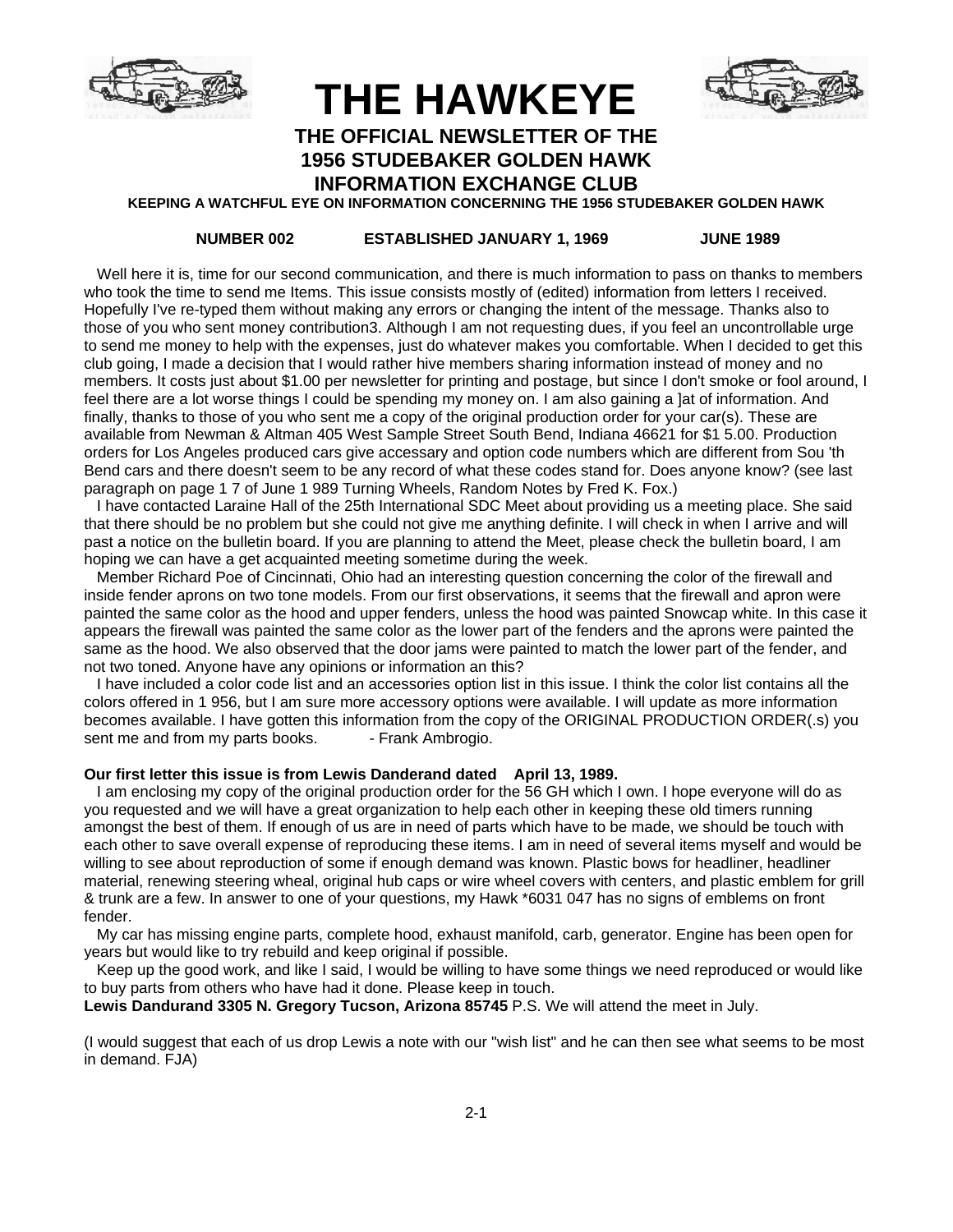# THE HAWKEYE

## THE OFFICIAL NEWSLETTER OF THE 1956 STUDEBAKER GOLDEN HAWK INFORMATION EXCHANGE CLUB

**KEEPING A WATCHFUL EYE ON INFORMATION CONCERNING THE 1956 STUDEBAKER GOLDEN HAWK**

**NUMBER 002 ESTABLISHED JANUARY 1, 1969 JUNE 1989**

Well here it is, time for our second communication, and there is much information to pass on thanks to members who took the time to send me Items. This issue consists mostly of (edited) information from letters I received. Hopefully I've re-typed them without making any errors or changing the intent of the message. Thanks also to those of you who sent money contribution3. Although I am not requesting dues, if you feel an uncontrollable urge to send me money to help with the expenses, just do whatever makes you comfortable. When I decided to get this club going, I made a decision that I would rather hive members sharing information instead of money and no members. It costs just about $1.00 per newsletter for printing and postage, but since I don't smoke or fool around, I feel there are a lot worse things I could be spending my money on. I am also gaining a ]at of information. And finally, thanks to those of you who sent me a copy of the original production order for your car(s). These are available from Newman & Altman 405 West Sample Street South Bend, Indiana 46621 for $1 5.00. Production orders for Los Angeles produced cars give accessary and option code numbers which are different from Sou 'th Bend cars and there doesn't seem to be any record of what these codes stand for. Does anyone know? (see last paragraph on page 1 7 of June 1 989 Turning Wheels, Random Notes by Fred K. Fox.)

I have contacted Laraine Hall of the 25th International SDC Meet about providing us a meeting place. She said that there should be no problem but she could not give me anything definite. I will check in when I arrive and will past a notice on the bulletin board. If you are planning to attend the Meet, please check the bulletin board, I am hoping we can have a get acquainted meeting sometime during the week.

Member Richard Poe of Cincinnati, Ohio had an interesting question concerning the color of the firewall and inside fender aprons on two tone models. From our first observations, it seems that the firewall and apron were painted the same color as the hood and upper fenders, unless the hood was painted Snowcap white. In this case it appears the firewall was painted the same color as the lower part of the fenders and the aprons were painted the same as the hood. We also observed that the door jams were painted to match the lower part of the fender, and not two toned. Anyone have any opinions or information an this?

I have included a color code list and an accessories option list in this issue. I think the color list contains all the colors offered in 1 956, but I am sure more accessory options were available. I will update as more information becomes available. I have gotten this information from the copy of the ORIGINAL PRODUCTION ORDER(.s) you sent me and from my parts books. - Frank Ambrogio.

**Our first letter this issue is from Lewis Danderand dated April 13, 1989.**

I am enclosing my copy of the original production order for the 56 GH which I own. I hope everyone will do as you requested and we will have a great organization to help each other in keeping these old timers running amongst the best of them. If enough of us are in need of parts which have to be made, we should be touch with each other to save overall expense of reproducing these items. I am in need of several items myself and would be willing to see about reproduction of some if enough demand was known. Plastic bows for headliner, headliner material, renewing steering wheal, original hub caps or wire wheel covers with centers, and plastic emblem for grill & trunk are a few. In answer to one of your questions, my Hawk *6031 047 has no signs of emblems on front fender.

My car has missing engine parts, complete hood, exhaust manifold, carb, generator. Engine has been open for years but would like to try rebuild and keep original if possible.

Keep up the good work, and like I said, I would be willing to have some things we need reproduced or would like to buy parts from others who have had it done. Please keep in touch.

**Lewis Dandurand 3305 N. Gregory Tucson, Arizona 85745** P.S. We will attend the meet in July.

(I would suggest that each of us drop Lewis a note with our "wish list" and he can then see what seems to be most in demand. FJA)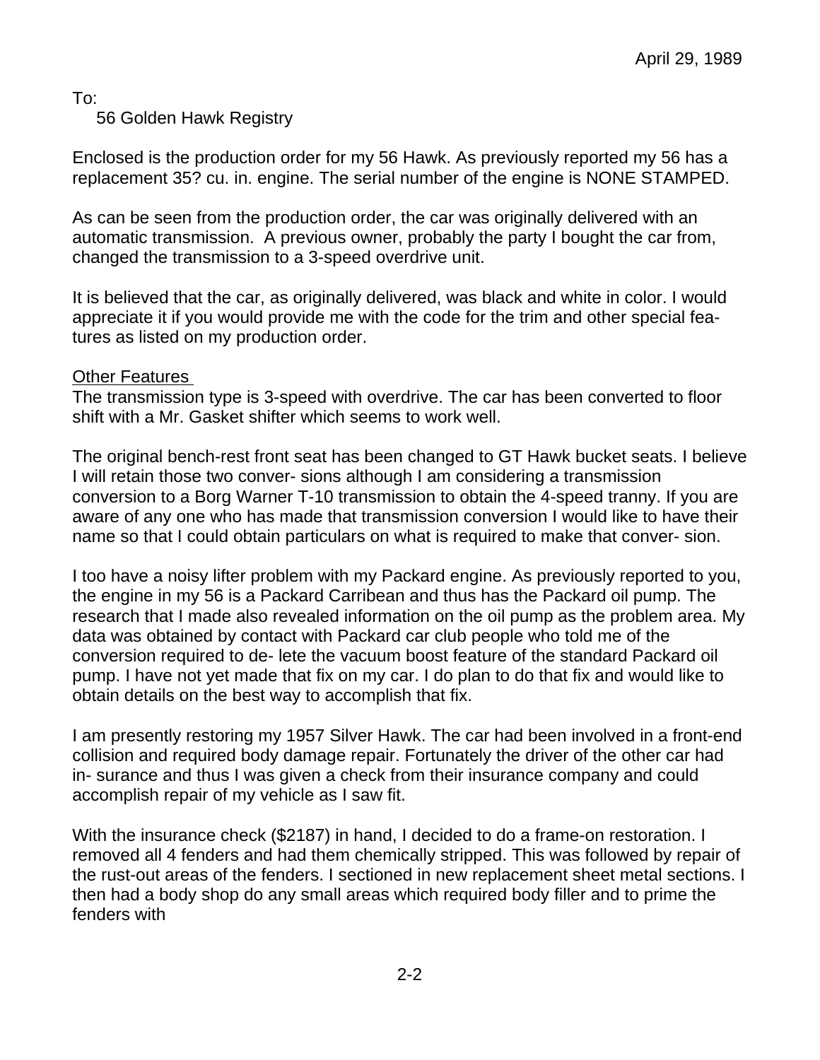April 29, 1989

To:
56 Golden Hawk Registry

Enclosed is the production order for my 56 Hawk. As previously reported my 56 has a replacement 35? cu. in. engine. The serial number of the engine is NONE STAMPED.

As can be seen from the production order, the car was originally delivered with an automatic transmission. A previous owner, probably the party I bought the car from, changed the transmission to a 3-speed overdrive unit.

It is believed that the car, as originally delivered, was black and white in color. I would appreciate it if you would provide me with the code for the trim and other special features as listed on my production order.

Other Features

The transmission type is 3-speed with overdrive. The car has been converted to floor shift with a Mr. Gasket shifter which seems to work well.

The original bench-rest front seat has been changed to GT Hawk bucket seats. I believe I will retain those two conver- sions although I am considering a transmission conversion to a Borg Warner T-10 transmission to obtain the 4-speed tranny. If you are aware of any one who has made that transmission conversion I would like to have their name so that I could obtain particulars on what is required to make that conver- sion.

I too have a noisy lifter problem with my Packard engine. As previously reported to you, the engine in my 56 is a Packard Carribean and thus has the Packard oil pump. The research that I made also revealed information on the oil pump as the problem area. My data was obtained by contact with Packard car club people who told me of the conversion required to de- lete the vacuum boost feature of the standard Packard oil pump. I have not yet made that fix on my car. I do plan to do that fix and would like to obtain details on the best way to accomplish that fix.

I am presently restoring my 1957 Silver Hawk. The car had been involved in a front-end collision and required body damage repair. Fortunately the driver of the other car had in- surance and thus I was given a check from their insurance company and could accomplish repair of my vehicle as I saw fit.

With the insurance check ($2187) in hand, I decided to do a frame-on restoration. I removed all 4 fenders and had them chemically stripped. This was followed by repair of the rust-out areas of the fenders. I sectioned in new replacement sheet metal sections. I then had a body shop do any small areas which required body filler and to prime the fenders with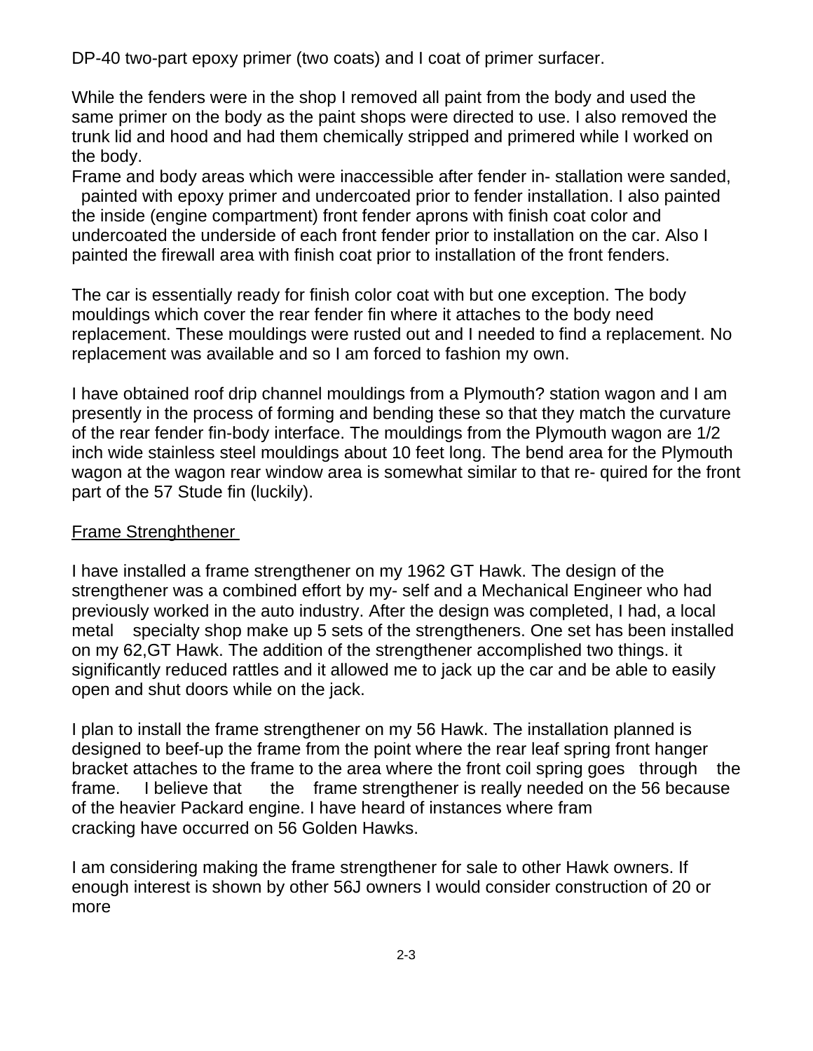DP-40 two-part epoxy primer (two coats) and I coat of primer surfacer.

While the fenders were in the shop I removed all paint from the body and used the same primer on the body as the paint shops were directed to use. I also removed the trunk lid and hood and had them chemically stripped and primered while I worked on the body.

Frame and body areas which were inaccessible after fender in- stallation were sanded, painted with epoxy primer and undercoated prior to fender installation. I also painted the inside (engine compartment) front fender aprons with finish coat color and undercoated the underside of each front fender prior to installation on the car. Also I painted the firewall area with finish coat prior to installation of the front fenders.

The car is essentially ready for finish color coat with but one exception. The body mouldings which cover the rear fender fin where it attaches to the body need replacement. These mouldings were rusted out and I needed to find a replacement. No replacement was available and so I am forced to fashion my own.

I have obtained roof drip channel mouldings from a Plymouth? station wagon and I am presently in the process of forming and bending these so that they match the curvature of the rear fender fin-body interface. The mouldings from the Plymouth wagon are 1/2 inch wide stainless steel mouldings about 10 feet long. The bend area for the Plymouth wagon at the wagon rear window area is somewhat similar to that re- quired for the front part of the 57 Stude fin (luckily).

## Frame Strenghthener

I have installed a frame strengthener on my 1962 GT Hawk. The design of the strengthener was a combined effort by my- self and a Mechanical Engineer who had previously worked in the auto industry. After the design was completed, I had, a local metal specialty shop make up 5 sets of the strengtheners. One set has been installed on my 62,GT Hawk. The addition of the strengthener accomplished two things. it significantly reduced rattles and it allowed me to jack up the car and be able to easily open and shut doors while on the jack.

I plan to install the frame strengthener on my 56 Hawk. The installation planned is designed to beef-up the frame from the point where the rear leaf spring front hanger bracket attaches to the frame to the area where the front coil spring goes through the frame. I believe that the frame strengthener is really needed on the 56 because of the heavier Packard engine. I have heard of instances where fram cracking have occurred on 56 Golden Hawks.

I am considering making the frame strengthener for sale to other Hawk owners. If enough interest is shown by other 56J owners I would consider construction of 20 or more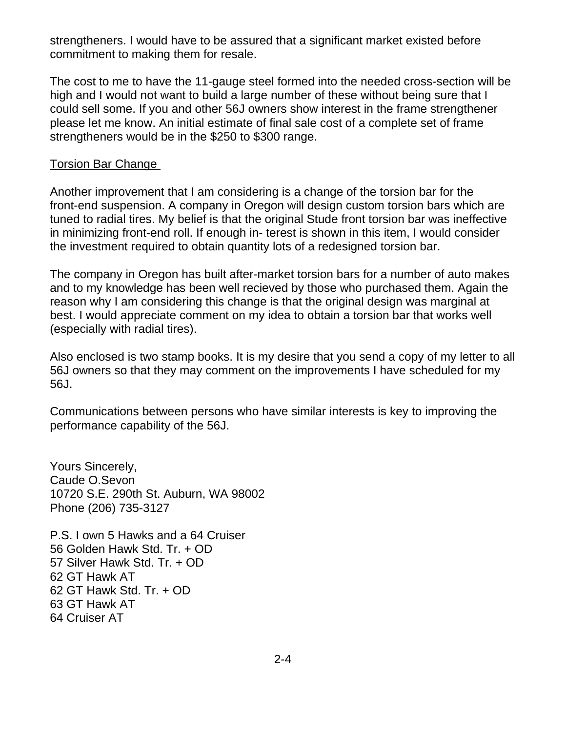strengtheners. I would have to be assured that a significant market existed before commitment to making them for resale.

The cost to me to have the 11-gauge steel formed into the needed cross-section will be high and I would not want to build a large number of these without being sure that I could sell some. If you and other 56J owners show interest in the frame strengthener please let me know. An initial estimate of final sale cost of a complete set of frame strengtheners would be in the $250 to $300 range.

Torsion Bar Change

Another improvement that I am considering is a change of the torsion bar for the front-end suspension. A company in Oregon will design custom torsion bars which are tuned to radial tires. My belief is that the original Stude front torsion bar was ineffective in minimizing front-end roll. If enough in- terest is shown in this item, I would consider the investment required to obtain quantity lots of a redesigned torsion bar.

The company in Oregon has built after-market torsion bars for a number of auto makes and to my knowledge has been well recieved by those who purchased them. Again the reason why I am considering this change is that the original design was marginal at best. I would appreciate comment on my idea to obtain a torsion bar that works well (especially with radial tires).

Also enclosed is two stamp books. It is my desire that you send a copy of my letter to all 56J owners so that they may comment on the improvements I have scheduled for my 56J.

Communications between persons who have similar interests is key to improving the performance capability of the 56J.

Yours Sincerely,
Caude O.Sevon
10720 S.E. 290th St. Auburn, WA 98002
Phone (206) 735-3127

P.S. I own 5 Hawks and a 64 Cruiser
56 Golden Hawk Std. Tr. + OD
57 Silver Hawk Std. Tr. + OD
62 GT Hawk AT
62 GT Hawk Std. Tr. + OD
63 GT Hawk AT
64 Cruiser AT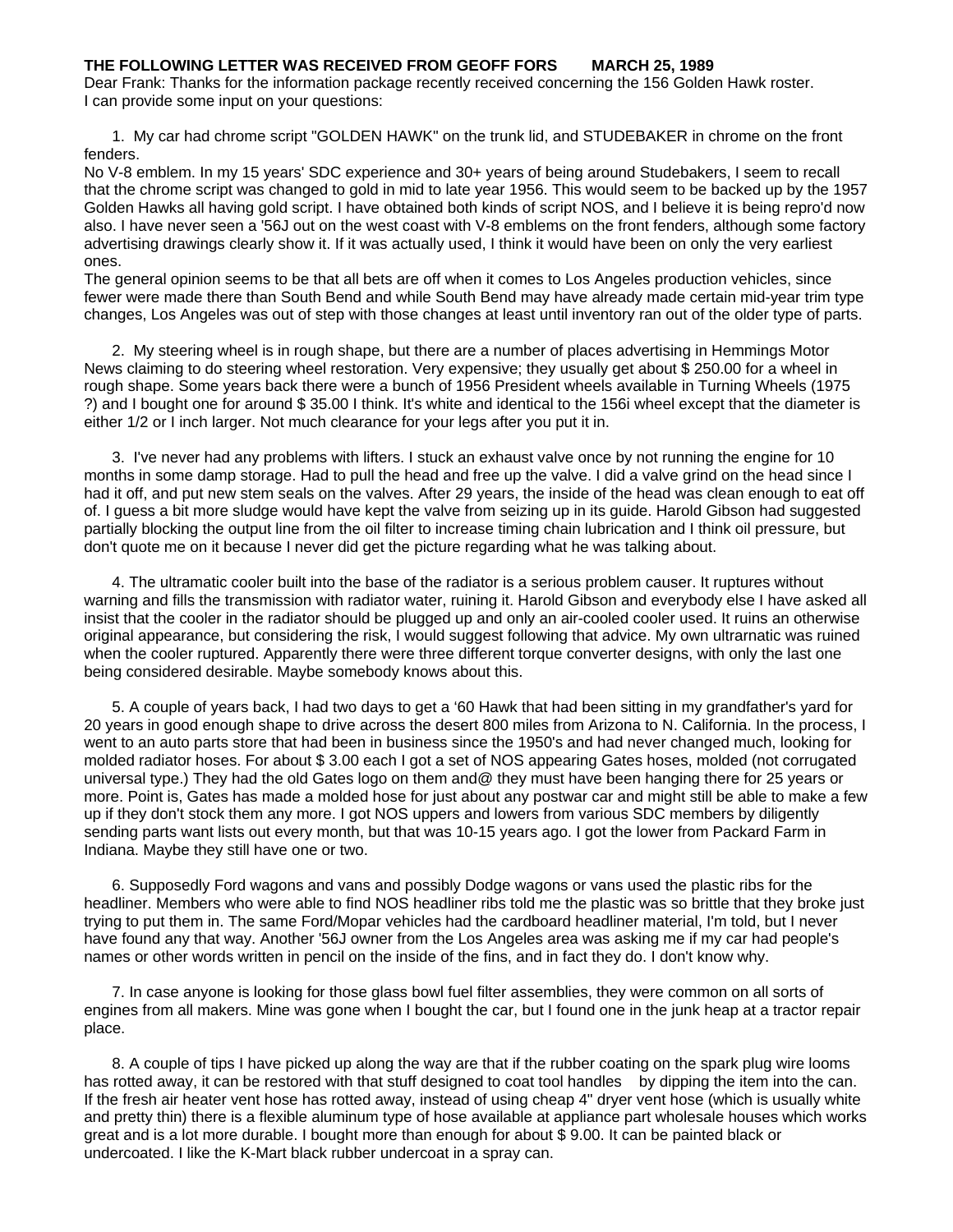**THE FOLLOWING LETTER WAS RECEIVED FROM GEOFF FORS MARCH 25, 1989**

Dear Frank: Thanks for the information package recently received concerning the 156 Golden Hawk roster. I can provide some input on your questions:

1. My car had chrome script "GOLDEN HAWK" on the trunk lid, and STUDEBAKER in chrome on the front fenders.

No V-8 emblem. In my 15 years' SDC experience and 30+ years of being around Studebakers, I seem to recall that the chrome script was changed to gold in mid to late year 1956. This would seem to be backed up by the 1957 Golden Hawks all having gold script. I have obtained both kinds of script NOS, and I believe it is being repro'd now also. I have never seen a '56J out on the west coast with V-8 emblems on the front fenders, although some factory advertising drawings clearly show it. If it was actually used, I think it would have been on only the very earliest ones.

The general opinion seems to be that all bets are off when it comes to Los Angeles production vehicles, since fewer were made there than South Bend and while South Bend may have already made certain mid-year trim type changes, Los Angeles was out of step with those changes at least until inventory ran out of the older type of parts.

2. My steering wheel is in rough shape, but there are a number of places advertising in Hemmings Motor News claiming to do steering wheel restoration. Very expensive; they usually get about $ 250.00 for a wheel in rough shape. Some years back there were a bunch of 1956 President wheels available in Turning Wheels (1975 ?) and I bought one for around $ 35.00 I think. It's white and identical to the 156i wheel except that the diameter is either 1/2 or I inch larger. Not much clearance for your legs after you put it in.

3. I've never had any problems with lifters. I stuck an exhaust valve once by not running the engine for 10 months in some damp storage. Had to pull the head and free up the valve. I did a valve grind on the head since I had it off, and put new stem seals on the valves. After 29 years, the inside of the head was clean enough to eat off of. I guess a bit more sludge would have kept the valve from seizing up in its guide. Harold Gibson had suggested partially blocking the output line from the oil filter to increase timing chain lubrication and I think oil pressure, but don't quote me on it because I never did get the picture regarding what he was talking about.

4. The ultramatic cooler built into the base of the radiator is a serious problem causer. It ruptures without warning and fills the transmission with radiator water, ruining it. Harold Gibson and everybody else I have asked all insist that the cooler in the radiator should be plugged up and only an air-cooled cooler used. It ruins an otherwise original appearance, but considering the risk, I would suggest following that advice. My own ultrarnatic was ruined when the cooler ruptured. Apparently there were three different torque converter designs, with only the last one being considered desirable. Maybe somebody knows about this.

5. A couple of years back, I had two days to get a '60 Hawk that had been sitting in my grandfather's yard for 20 years in good enough shape to drive across the desert 800 miles from Arizona to N. California. In the process, I went to an auto parts store that had been in business since the 1950's and had never changed much, looking for molded radiator hoses. For about $ 3.00 each I got a set of NOS appearing Gates hoses, molded (not corrugated universal type.) They had the old Gates logo on them and@ they must have been hanging there for 25 years or more. Point is, Gates has made a molded hose for just about any postwar car and might still be able to make a few up if they don't stock them any more. I got NOS uppers and lowers from various SDC members by diligently sending parts want lists out every month, but that was 10-15 years ago. I got the lower from Packard Farm in Indiana. Maybe they still have one or two.

6. Supposedly Ford wagons and vans and possibly Dodge wagons or vans used the plastic ribs for the headliner. Members who were able to find NOS headliner ribs told me the plastic was so brittle that they broke just trying to put them in. The same Ford/Mopar vehicles had the cardboard headliner material, I'm told, but I never have found any that way. Another '56J owner from the Los Angeles area was asking me if my car had people's names or other words written in pencil on the inside of the fins, and in fact they do. I don't know why.

7. In case anyone is looking for those glass bowl fuel filter assemblies, they were common on all sorts of engines from all makers. Mine was gone when I bought the car, but I found one in the junk heap at a tractor repair place.

8. A couple of tips I have picked up along the way are that if the rubber coating on the spark plug wire looms has rotted away, it can be restored with that stuff designed to coat tool handles by dipping the item into the can. If the fresh air heater vent hose has rotted away, instead of using cheap 4" dryer vent hose (which is usually white and pretty thin) there is a flexible aluminum type of hose available at appliance part wholesale houses which works great and is a lot more durable. I bought more than enough for about $ 9.00. It can be painted black or undercoated. I like the K-Mart black rubber undercoat in a spray can.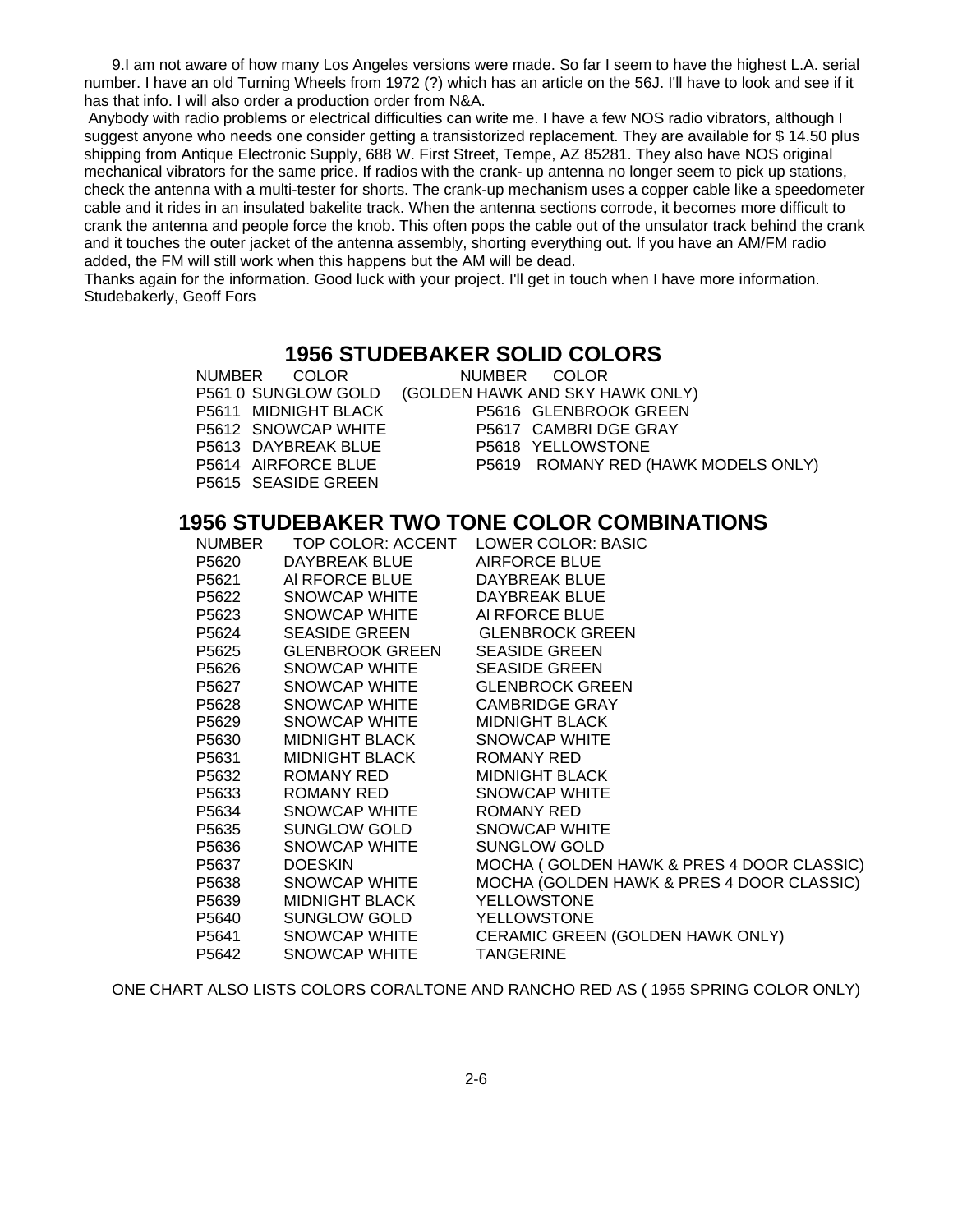9.I am not aware of how many Los Angeles versions were made. So far I seem to have the highest L.A. serial number. I have an old Turning Wheels from 1972 (?) which has an article on the 56J. I'll have to look and see if it has that info. I will also order a production order from N&A.

Anybody with radio problems or electrical difficulties can write me. I have a few NOS radio vibrators, although I suggest anyone who needs one consider getting a transistorized replacement. They are available for $ 14.50 plus shipping from Antique Electronic Supply, 688 W. First Street, Tempe, AZ 85281. They also have NOS original mechanical vibrators for the same price. If radios with the crank- up antenna no longer seem to pick up stations, check the antenna with a multi-tester for shorts. The crank-up mechanism uses a copper cable like a speedometer cable and it rides in an insulated bakelite track. When the antenna sections corrode, it becomes more difficult to crank the antenna and people force the knob. This often pops the cable out of the unsulator track behind the crank and it touches the outer jacket of the antenna assembly, shorting everything out. If you have an AM/FM radio added, the FM will still work when this happens but the AM will be dead.

Thanks again for the information. Good luck with your project. I'll get in touch when I have more information.
Studebakerly, Geoff Fors

## 1956 STUDEBAKER SOLID COLORS

| NUMBER | COLOR | NUMBER | COLOR |
|---|---|---|---|
| P561 0 | SUNGLOW GOLD | | (GOLDEN HAWK AND SKY HAWK ONLY) |
| P5611 | MIDNIGHT BLACK | P5616 | GLENBROOK GREEN |
| P5612 | SNOWCAP WHITE | P5617 | CAMBRI DGE GRAY |
| P5613 | DAYBREAK BLUE | P5618 | YELLOWSTONE |
| P5614 | AIRFORCE BLUE | P5619 | ROMANY RED (HAWK MODELS ONLY) |
| P5615 | SEASIDE GREEN | | |

## 1956 STUDEBAKER TWO TONE COLOR COMBINATIONS

| NUMBER | TOP COLOR: ACCENT | LOWER COLOR: BASIC |
|---|---|---|
| P5620 | DAYBREAK BLUE | AIRFORCE BLUE |
| P5621 | AI RFORCE BLUE | DAYBREAK BLUE |
| P5622 | SNOWCAP WHITE | DAYBREAK BLUE |
| P5623 | SNOWCAP WHITE | AI RFORCE BLUE |
| P5624 | SEASIDE GREEN | GLENBROCK GREEN |
| P5625 | GLENBROOK GREEN | SEASIDE GREEN |
| P5626 | SNOWCAP WHITE | SEASIDE GREEN |
| P5627 | SNOWCAP WHITE | GLENBROCK GREEN |
| P5628 | SNOWCAP WHITE | CAMBRIDGE GRAY |
| P5629 | SNOWCAP WHITE | MIDNIGHT BLACK |
| P5630 | MIDNIGHT BLACK | SNOWCAP WHITE |
| P5631 | MIDNIGHT BLACK | ROMANY RED |
| P5632 | ROMANY RED | MIDNIGHT BLACK |
| P5633 | ROMANY RED | SNOWCAP WHITE |
| P5634 | SNOWCAP WHITE | ROMANY RED |
| P5635 | SUNGLOW GOLD | SNOWCAP WHITE |
| P5636 | SNOWCAP WHITE | SUNGLOW GOLD |
| P5637 | DOESKIN | MOCHA ( GOLDEN HAWK & PRES 4 DOOR CLASSIC) |
| P5638 | SNOWCAP WHITE | MOCHA (GOLDEN HAWK & PRES 4 DOOR CLASSIC) |
| P5639 | MIDNIGHT BLACK | YELLOWSTONE |
| P5640 | SUNGLOW GOLD | YELLOWSTONE |
| P5641 | SNOWCAP WHITE | CERAMIC GREEN (GOLDEN HAWK ONLY) |
| P5642 | SNOWCAP WHITE | TANGERINE |

ONE CHART ALSO LISTS COLORS CORALTONE AND RANCHO RED AS ( 1955 SPRING COLOR ONLY)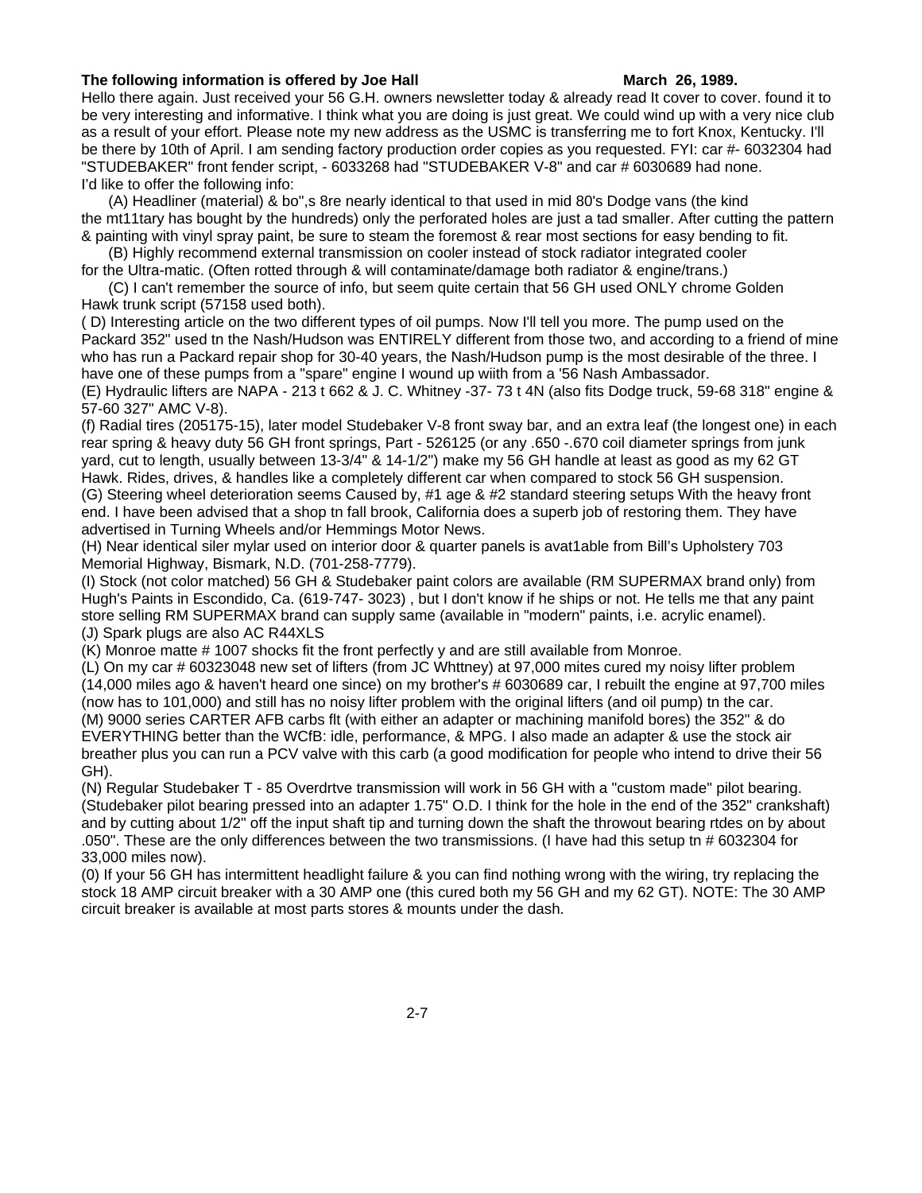**The following information is offered by Joe Hall** **March 26, 1989.**

Hello there again. Just received your 56 G.H. owners newsletter today & already read It cover to cover. found it to be very interesting and informative. I think what you are doing is just great. We could wind up with a very nice club as a result of your effort. Please note my new address as the USMC is transferring me to fort Knox, Kentucky. I'll be there by 10th of April. I am sending factory production order copies as you requested. FYI: car #- 6032304 had "STUDEBAKER" front fender script, - 6033268 had "STUDEBAKER V-8" and car # 6030689 had none.

I'd like to offer the following info:

(A) Headliner (material) & bo",s 8re nearly identical to that used in mid 80's Dodge vans (the kind the mt11tary has bought by the hundreds) only the perforated holes are just a tad smaller. After cutting the pattern & painting with vinyl spray paint, be sure to steam the foremost & rear most sections for easy bending to fit.

(B) Highly recommend external transmission on cooler instead of stock radiator integrated cooler for the Ultra-matic. (Often rotted through & will contaminate/damage both radiator & engine/trans.)

(C) I can't remember the source of info, but seem quite certain that 56 GH used ONLY chrome Golden Hawk trunk script (57158 used both).

( D) Interesting article on the two different types of oil pumps. Now I'll tell you more. The pump used on the Packard 352" used tn the Nash/Hudson was ENTIRELY different from those two, and according to a friend of mine who has run a Packard repair shop for 30-40 years, the Nash/Hudson pump is the most desirable of the three. I have one of these pumps from a "spare" engine I wound up wiith from a '56 Nash Ambassador.

(E) Hydraulic lifters are NAPA - 213 t 662 & J. C. Whitney -37- 73 t 4N (also fits Dodge truck, 59-68 318" engine & 57-60 327" AMC V-8).

(f) Radial tires (205175-15), later model Studebaker V-8 front sway bar, and an extra leaf (the longest one) in each rear spring & heavy duty 56 GH front springs, Part - 526125 (or any .650 -.670 coil diameter springs from junk yard, cut to length, usually between 13-3/4" & 14-1/2") make my 56 GH handle at least as good as my 62 GT Hawk. Rides, drives, & handles like a completely different car when compared to stock 56 GH suspension.

(G) Steering wheel deterioration seems Caused by, #1 age & #2 standard steering setups With the heavy front end. I have been advised that a shop tn fall brook, California does a superb job of restoring them. They have advertised in Turning Wheels and/or Hemmings Motor News.

(H) Near identical siler mylar used on interior door & quarter panels is avat1able from Bill's Upholstery 703 Memorial Highway, Bismark, N.D. (701-258-7779).

(I) Stock (not color matched) 56 GH & Studebaker paint colors are available (RM SUPERMAX brand only) from Hugh's Paints in Escondido, Ca. (619-747- 3023) , but I don't know if he ships or not. He tells me that any paint store selling RM SUPERMAX brand can supply same (available in "modern" paints, i.e. acrylic enamel).

(J) Spark plugs are also AC R44XLS

(K) Monroe matte # 1007 shocks fit the front perfectly y and are still available from Monroe.

(L) On my car # 60323048 new set of lifters (from JC Whttney) at 97,000 mites cured my noisy lifter problem (14,000 miles ago & haven't heard one since) on my brother's # 6030689 car, I rebuilt the engine at 97,700 miles (now has to 101,000) and still has no noisy lifter problem with the original lifters (and oil pump) tn the car.

(M) 9000 series CARTER AFB carbs flt (with either an adapter or machining manifold bores) the 352" & do EVERYTHING better than the WCfB: idle, performance, & MPG. I also made an adapter & use the stock air breather plus you can run a PCV valve with this carb (a good modification for people who intend to drive their 56 GH).

(N) Regular Studebaker T - 85 Overdrtve transmission will work in 56 GH with a "custom made" pilot bearing. (Studebaker pilot bearing pressed into an adapter 1.75" O.D. I think for the hole in the end of the 352" crankshaft) and by cutting about 1/2" off the input shaft tip and turning down the shaft the throwout bearing rtdes on by about .050". These are the only differences between the two transmissions. (I have had this setup tn # 6032304 for 33,000 miles now).

(0) If your 56 GH has intermittent headlight failure & you can find nothing wrong with the wiring, try replacing the stock 18 AMP circuit breaker with a 30 AMP one (this cured both my 56 GH and my 62 GT). NOTE: The 30 AMP circuit breaker is available at most parts stores & mounts under the dash.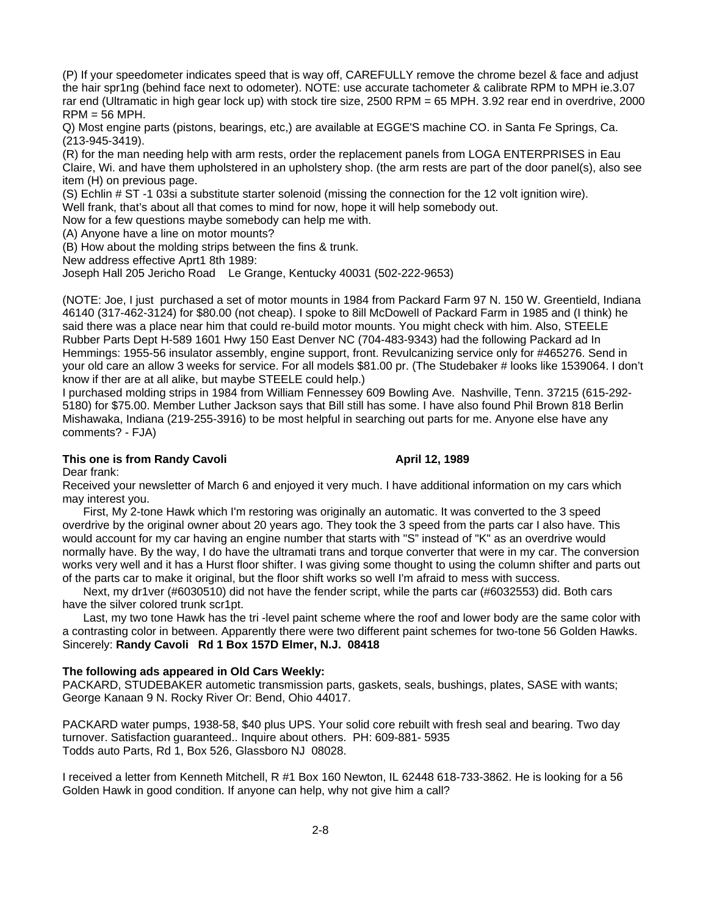(P) If your speedometer indicates speed that is way off, CAREFULLY remove the chrome bezel & face and adjust the hair spr1ng (behind face next to odometer). NOTE: use accurate tachometer & calibrate RPM to MPH ie.3.07 rar end (Ultramatic in high gear lock up) with stock tire size, 2500 RPM = 65 MPH. 3.92 rear end in overdrive, 2000 RPM = 56 MPH.

Q) Most engine parts (pistons, bearings, etc,) are available at EGGE'S machine CO. in Santa Fe Springs, Ca. (213-945-3419).

(R) for the man needing help with arm rests, order the replacement panels from LOGA ENTERPRISES in Eau Claire, Wi. and have them upholstered in an upholstery shop. (the arm rests are part of the door panel(s), also see item (H) on previous page.

(S) Echlin # ST -1 03si a substitute starter solenoid (missing the connection for the 12 volt ignition wire).

Well frank, that's about all that comes to mind for now, hope it will help somebody out.

Now for a few questions maybe somebody can help me with.

(A) Anyone have a line on motor mounts?

(B) How about the molding strips between the fins & trunk.

New address effective Aprt1 8th 1989:

Joseph Hall 205 Jericho Road Le Grange, Kentucky 40031 (502-222-9653)

(NOTE: Joe, I just purchased a set of motor mounts in 1984 from Packard Farm 97 N. 150 W. Greentield, Indiana 46140 (317-462-3124) for $80.00 (not cheap). I spoke to 8ill McDowell of Packard Farm in 1985 and (I think) he said there was a place near him that could re-build motor mounts. You might check with him. Also, STEELE Rubber Parts Dept H-589 1601 Hwy 150 East Denver NC (704-483-9343) had the following Packard ad In Hemmings: 1955-56 insulator assembly, engine support, front. Revulcanizing service only for #465276. Send in your old care an allow 3 weeks for service. For all models $81.00 pr. (The Studebaker # looks like 1539064. I don't know if ther are at all alike, but maybe STEELE could help.)

I purchased molding strips in 1984 from William Fennessey 609 Bowling Ave. Nashville, Tenn. 37215 (615-292-5180) for $75.00. Member Luther Jackson says that Bill still has some. I have also found Phil Brown 818 Berlin Mishawaka, Indiana (219-255-3916) to be most helpful in searching out parts for me. Anyone else have any comments? - FJA)

**This one is from Randy Cavoli** **April 12, 1989**

Dear frank:

Received your newsletter of March 6 and enjoyed it very much. I have additional information on my cars which may interest you.

First, My 2-tone Hawk which I'm restoring was originally an automatic. It was converted to the 3 speed overdrive by the original owner about 20 years ago. They took the 3 speed from the parts car I also have. This would account for my car having an engine number that starts with "S" instead of "K" as an overdrive would normally have. By the way, I do have the ultramati trans and torque converter that were in my car. The conversion works very well and it has a Hurst floor shifter. I was giving some thought to using the column shifter and parts out of the parts car to make it original, but the floor shift works so well I'm afraid to mess with success.

Next, my dr1ver (#6030510) did not have the fender script, while the parts car (#6032553) did. Both cars have the silver colored trunk scr1pt.

Last, my two tone Hawk has the tri -level paint scheme where the roof and lower body are the same color with a contrasting color in between. Apparently there were two different paint schemes for two-tone 56 Golden Hawks.

Sincerely: **Randy Cavoli Rd 1 Box 157D Elmer, N.J. 08418**

**The following ads appeared in Old Cars Weekly:**

PACKARD, STUDEBAKER autometic transmission parts, gaskets, seals, bushings, plates, SASE with wants; George Kanaan 9 N. Rocky River Or: Bend, Ohio 44017.

PACKARD water pumps, 1938-58, $40 plus UPS. Your solid core rebuilt with fresh seal and bearing. Two day turnover. Satisfaction guaranteed.. Inquire about others. PH: 609-881- 5935
Todds auto Parts, Rd 1, Box 526, Glassboro NJ 08028.

I received a letter from Kenneth Mitchell, R #1 Box 160 Newton, IL 62448 618-733-3862. He is looking for a 56 Golden Hawk in good condition. If anyone can help, why not give him a call?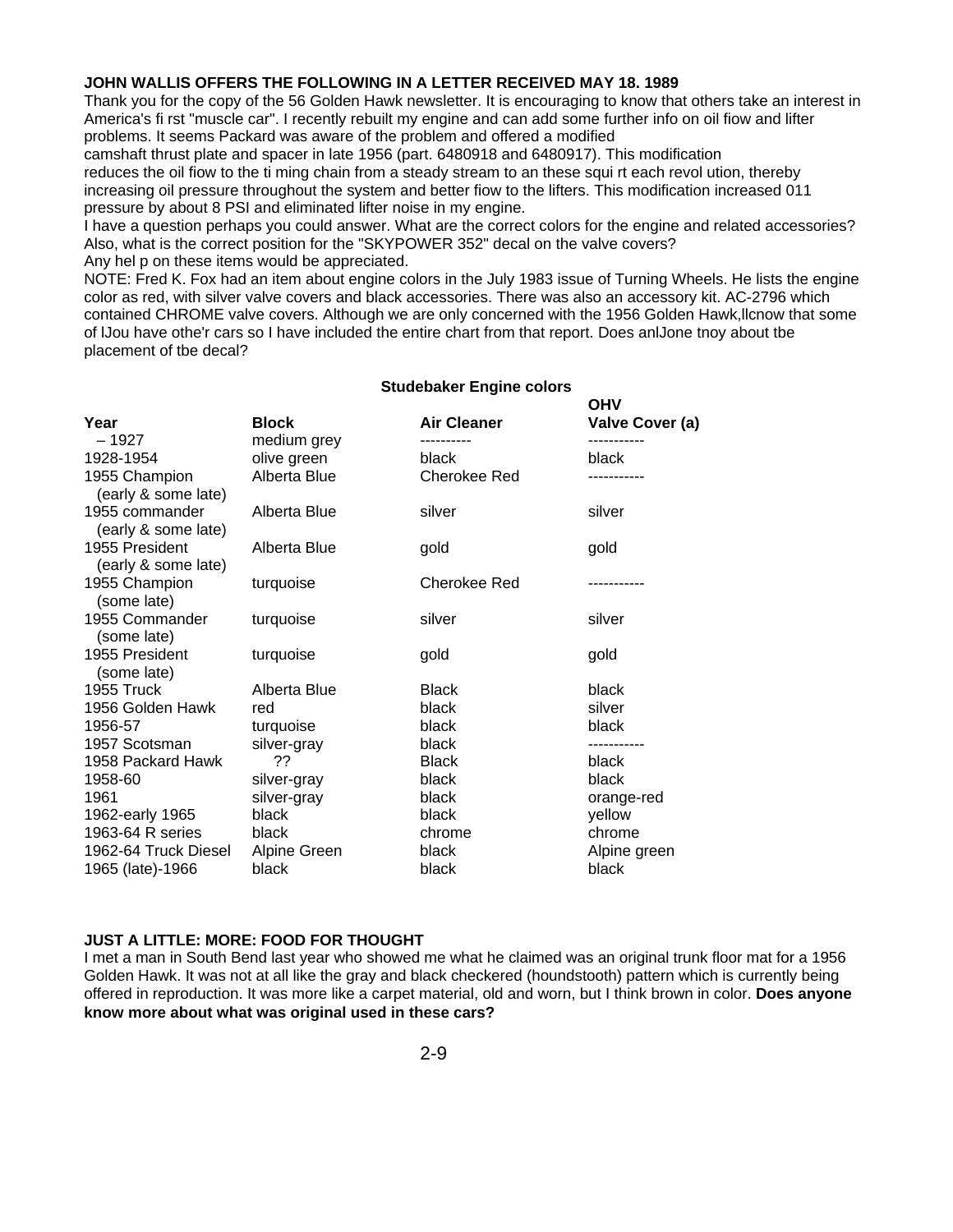**JOHN WALLIS OFFERS THE FOLLOWING IN A LETTER RECEIVED MAY 18. 1989**

Thank you for the copy of the 56 Golden Hawk newsletter. It is encouraging to know that others take an interest in America's fi rst "muscle car". I recently rebuilt my engine and can add some further info on oil fiow and lifter problems. It seems Packard was aware of the problem and offered a modified camshaft thrust plate and spacer in late 1956 (part. 6480918 and 6480917). This modification reduces the oil fiow to the ti ming chain from a steady stream to an these squi rt each revol ution, thereby increasing oil pressure throughout the system and better fiow to the lifters. This modification increased 011 pressure by about 8 PSI and eliminated lifter noise in my engine.

I have a question perhaps you could answer. What are the correct colors for the engine and related accessories? Also, what is the correct position for the "SKYPOWER 352" decal on the valve covers?

Any hel p on these items would be appreciated.

NOTE: Fred K. Fox had an item about engine colors in the July 1983 issue of Turning Wheels. He lists the engine color as red, with silver valve covers and black accessories. There was also an accessory kit. AC-2796 which contained CHROME valve covers. Although we are only concerned with the 1956 Golden Hawk,llcnow that some of lJou have othe'r cars so I have included the entire chart from that report. Does anlJone tnoy about tbe placement of tbe decal?

**Studebaker Engine colors**

| Year | Block | Air Cleaner | OHV Valve Cover (a) |
|---|---|---|---|
| – 1927 | medium grey | ---------- | ----------- |
| 1928-1954 | olive green | black | black |
| 1955 Champion (early & some late) | Alberta Blue | Cherokee Red | ----------- |
| 1955 commander (early & some late) | Alberta Blue | silver | silver |
| 1955 President (early & some late) | Alberta Blue | gold | gold |
| 1955 Champion (some late) | turquoise | Cherokee Red | ----------- |
| 1955 Commander (some late) | turquoise | silver | silver |
| 1955 President (some late) | turquoise | gold | gold |
| 1955 Truck | Alberta Blue | Black | black |
| 1956 Golden Hawk | red | black | silver |
| 1956-57 | turquoise | black | black |
| 1957 Scotsman | silver-gray | black | ----------- |
| 1958 Packard Hawk | ?? | Black | black |
| 1958-60 | silver-gray | black | black |
| 1961 | silver-gray | black | orange-red |
| 1962-early 1965 | black | black | yellow |
| 1963-64 R series | black | chrome | chrome |
| 1962-64 Truck Diesel | Alpine Green | black | Alpine green |
| 1965 (late)-1966 | black | black | black |

**JUST A LITTLE: MORE: FOOD FOR THOUGHT**

I met a man in South Bend last year who showed me what he claimed was an original trunk floor mat for a 1956 Golden Hawk. It was not at all like the gray and black checkered (houndstooth) pattern which is currently being offered in reproduction. It was more like a carpet material, old and worn, but I think brown in color. **Does anyone know more about what was original used in these cars?**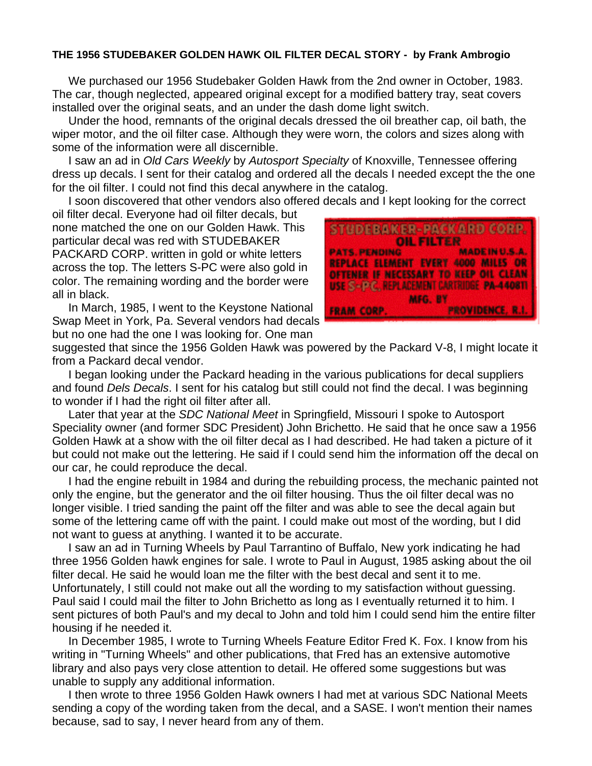**THE 1956 STUDEBAKER GOLDEN HAWK OIL FILTER DECAL STORY - by Frank Ambrogio**

We purchased our 1956 Studebaker Golden Hawk from the 2nd owner in October, 1983. The car, though neglected, appeared original except for a modified battery tray, seat covers installed over the original seats, and an under the dash dome light switch.

Under the hood, remnants of the original decals dressed the oil breather cap, oil bath, the wiper motor, and the oil filter case. Although they were worn, the colors and sizes along with some of the information were all discernible.

I saw an ad in *Old Cars Weekly* by *Autosport Specialty* of Knoxville, Tennessee offering dress up decals. I sent for their catalog and ordered all the decals I needed except the the one for the oil filter. I could not find this decal anywhere in the catalog.

I soon discovered that other vendors also offered decals and I kept looking for the correct oil filter decal. Everyone had oil filter decals, but none matched the one on our Golden Hawk. This particular decal was red with STUDEBAKER PACKARD CORP. written in gold or white letters across the top. The letters S-PC were also gold in color. The remaining wording and the border were all in black.

STUDEBAKER-PACKARD CORP.
OIL FILTER
PATS. PENDING MADE IN U.S.A.
REPLACE ELEMENT EVERY 4000 MILES OR OFTENER IF NECESSARY TO KEEP OIL CLEAN
USE S-PC REPLACEMENT CARTRIDGE PA-44081
MFG. BY
FRAM CORP. PROVIDENCE, R.I.

In March, 1985, I went to the Keystone National Swap Meet in York, Pa. Several vendors had decals but no one had the one I was looking for. One man suggested that since the 1956 Golden Hawk was powered by the Packard V-8, I might locate it from a Packard decal vendor.

I began looking under the Packard heading in the various publications for decal suppliers and found *Dels Decals*. I sent for his catalog but still could not find the decal. I was beginning to wonder if I had the right oil filter after all.

Later that year at the *SDC National Meet* in Springfield, Missouri I spoke to Autosport Speciality owner (and former SDC President) John Brichetto. He said that he once saw a 1956 Golden Hawk at a show with the oil filter decal as I had described. He had taken a picture of it but could not make out the lettering. He said if I could send him the information off the decal on our car, he could reproduce the decal.

I had the engine rebuilt in 1984 and during the rebuilding process, the mechanic painted not only the engine, but the generator and the oil filter housing. Thus the oil filter decal was no longer visible. I tried sanding the paint off the filter and was able to see the decal again but some of the lettering came off with the paint. I could make out most of the wording, but I did not want to guess at anything. I wanted it to be accurate.

I saw an ad in Turning Wheels by Paul Tarrantino of Buffalo, New york indicating he had three 1956 Golden hawk engines for sale. I wrote to Paul in August, 1985 asking about the oil filter decal. He said he would loan me the filter with the best decal and sent it to me. Unfortunately, I still could not make out all the wording to my satisfaction without guessing. Paul said I could mail the filter to John Brichetto as long as I eventually returned it to him. I sent pictures of both Paul's and my decal to John and told him I could send him the entire filter housing if he needed it.

In December 1985, I wrote to Turning Wheels Feature Editor Fred K. Fox. I know from his writing in "Turning Wheels" and other publications, that Fred has an extensive automotive library and also pays very close attention to detail. He offered some suggestions but was unable to supply any additional information.

I then wrote to three 1956 Golden Hawk owners I had met at various SDC National Meets sending a copy of the wording taken from the decal, and a SASE. I won't mention their names because, sad to say, I never heard from any of them.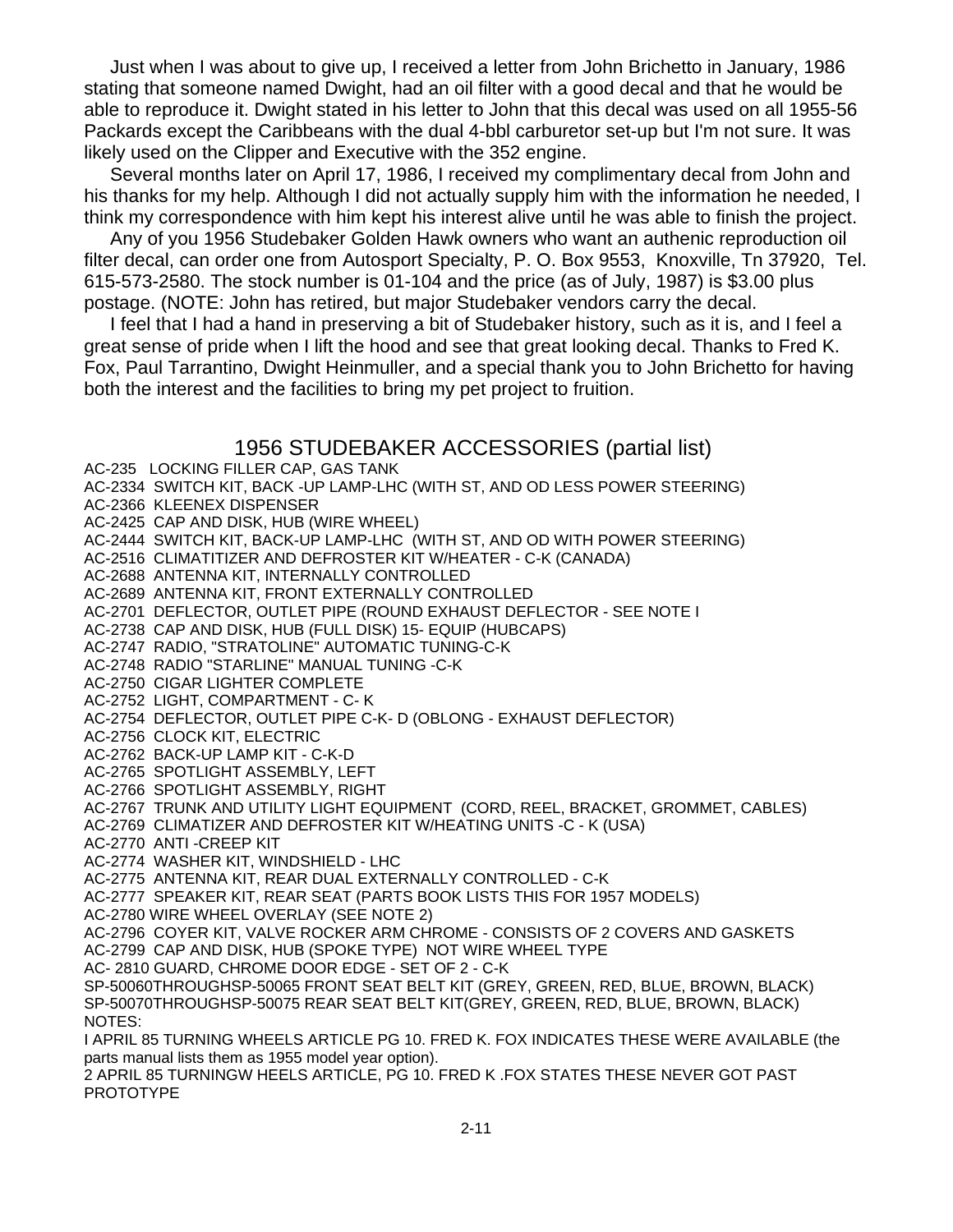Just when I was about to give up, I received a letter from John Brichetto in January, 1986 stating that someone named Dwight, had an oil filter with a good decal and that he would be able to reproduce it. Dwight stated in his letter to John that this decal was used on all 1955-56 Packards except the Caribbeans with the dual 4-bbl carburetor set-up but I'm not sure. It was likely used on the Clipper and Executive with the 352 engine.

Several months later on April 17, 1986, I received my complimentary decal from John and his thanks for my help. Although I did not actually supply him with the information he needed, I think my correspondence with him kept his interest alive until he was able to finish the project.

Any of you 1956 Studebaker Golden Hawk owners who want an authenic reproduction oil filter decal, can order one from Autosport Specialty, P. O. Box 9553, Knoxville, Tn 37920, Tel. 615-573-2580. The stock number is 01-104 and the price (as of July, 1987) is $3.00 plus postage. (NOTE: John has retired, but major Studebaker vendors carry the decal.

I feel that I had a hand in preserving a bit of Studebaker history, such as it is, and I feel a great sense of pride when I lift the hood and see that great looking decal. Thanks to Fred K. Fox, Paul Tarrantino, Dwight Heinmuller, and a special thank you to John Brichetto for having both the interest and the facilities to bring my pet project to fruition.

## 1956 STUDEBAKER ACCESSORIES (partial list)

AC-235 LOCKING FILLER CAP, GAS TANK
AC-2334 SWITCH KIT, BACK -UP LAMP-LHC (WITH ST, AND OD LESS POWER STEERING)
AC-2366 KLEENEX DISPENSER
AC-2425 CAP AND DISK, HUB (WIRE WHEEL)
AC-2444 SWITCH KIT, BACK-UP LAMP-LHC (WITH ST, AND OD WITH POWER STEERING)
AC-2516 CLIMATITIZER AND DEFROSTER KIT W/HEATER - C-K (CANADA)
AC-2688 ANTENNA KIT, INTERNALLY CONTROLLED
AC-2689 ANTENNA KIT, FRONT EXTERNALLY CONTROLLED
AC-2701 DEFLECTOR, OUTLET PIPE (ROUND EXHAUST DEFLECTOR - SEE NOTE I
AC-2738 CAP AND DISK, HUB (FULL DISK) 15- EQUIP (HUBCAPS)
AC-2747 RADIO, "STRATOLINE" AUTOMATIC TUNING-C-K
AC-2748 RADIO "STARLINE" MANUAL TUNING -C-K
AC-2750 CIGAR LIGHTER COMPLETE
AC-2752 LIGHT, COMPARTMENT - C- K
AC-2754 DEFLECTOR, OUTLET PIPE C-K- D (OBLONG - EXHAUST DEFLECTOR)
AC-2756 CLOCK KIT, ELECTRIC
AC-2762 BACK-UP LAMP KIT - C-K-D
AC-2765 SPOTLIGHT ASSEMBLY, LEFT
AC-2766 SPOTLIGHT ASSEMBLY, RIGHT
AC-2767 TRUNK AND UTILITY LIGHT EQUIPMENT (CORD, REEL, BRACKET, GROMMET, CABLES)
AC-2769 CLIMATIZER AND DEFROSTER KIT W/HEATING UNITS -C - K (USA)
AC-2770 ANTI -CREEP KIT
AC-2774 WASHER KIT, WINDSHIELD - LHC
AC-2775 ANTENNA KIT, REAR DUAL EXTERNALLY CONTROLLED - C-K
AC-2777 SPEAKER KIT, REAR SEAT (PARTS BOOK LISTS THIS FOR 1957 MODELS)
AC-2780 WIRE WHEEL OVERLAY (SEE NOTE 2)
AC-2796 COYER KIT, VALVE ROCKER ARM CHROME - CONSISTS OF 2 COVERS AND GASKETS
AC-2799 CAP AND DISK, HUB (SPOKE TYPE) NOT WIRE WHEEL TYPE
AC- 2810 GUARD, CHROME DOOR EDGE - SET OF 2 - C-K
SP-50060THROUGHSP-50065 FRONT SEAT BELT KIT (GREY, GREEN, RED, BLUE, BROWN, BLACK)
SP-50070THROUGHSP-50075 REAR SEAT BELT KIT(GREY, GREEN, RED, BLUE, BROWN, BLACK)

NOTES:

I APRIL 85 TURNING WHEELS ARTICLE PG 10. FRED K. FOX INDICATES THESE WERE AVAILABLE (the parts manual lists them as 1955 model year option).

2 APRIL 85 TURNINGW HEELS ARTICLE, PG 10. FRED K .FOX STATES THESE NEVER GOT PAST PROTOTYPE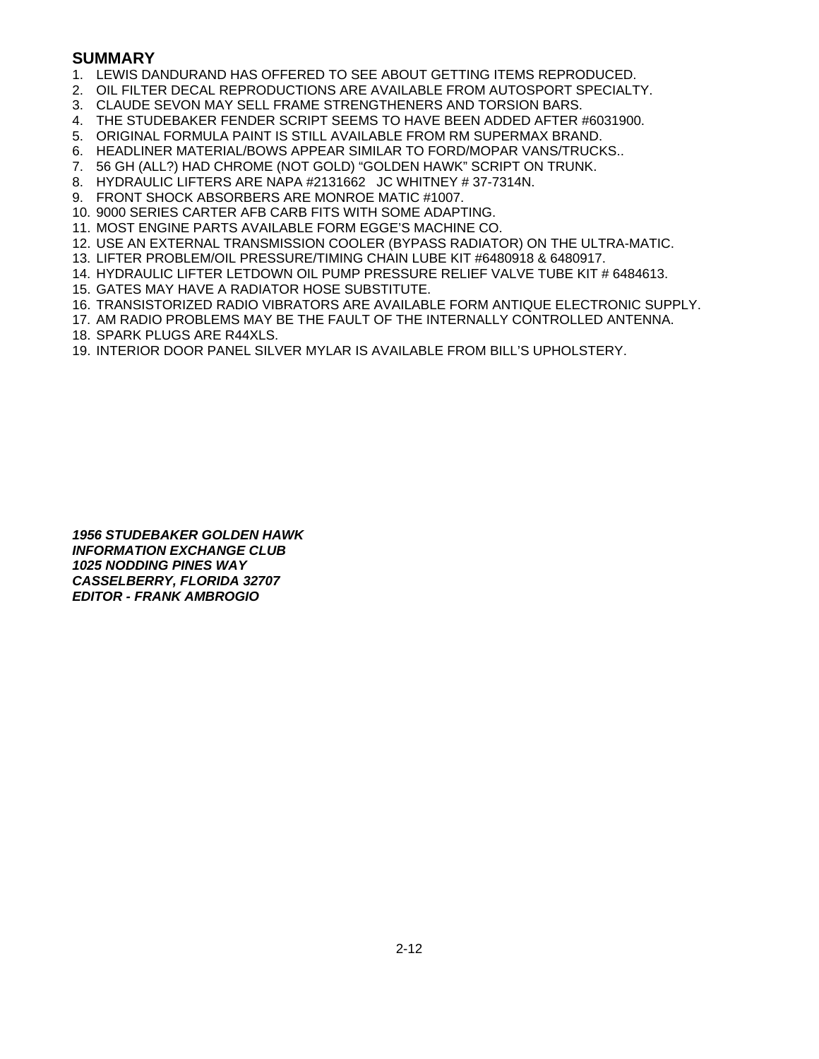## SUMMARY

1. LEWIS DANDURAND HAS OFFERED TO SEE ABOUT GETTING ITEMS REPRODUCED.
2. OIL FILTER DECAL REPRODUCTIONS ARE AVAILABLE FROM AUTOSPORT SPECIALTY.
3. CLAUDE SEVON MAY SELL FRAME STRENGTHENERS AND TORSION BARS.
4. THE STUDEBAKER FENDER SCRIPT SEEMS TO HAVE BEEN ADDED AFTER #6031900.
5. ORIGINAL FORMULA PAINT IS STILL AVAILABLE FROM RM SUPERMAX BRAND.
6. HEADLINER MATERIAL/BOWS APPEAR SIMILAR TO FORD/MOPAR VANS/TRUCKS..
7. 56 GH (ALL?) HAD CHROME (NOT GOLD) "GOLDEN HAWK" SCRIPT ON TRUNK.
8. HYDRAULIC LIFTERS ARE NAPA #2131662 JC WHITNEY # 37-7314N.
9. FRONT SHOCK ABSORBERS ARE MONROE MATIC #1007.
10. 9000 SERIES CARTER AFB CARB FITS WITH SOME ADAPTING.
11. MOST ENGINE PARTS AVAILABLE FORM EGGE'S MACHINE CO.
12. USE AN EXTERNAL TRANSMISSION COOLER (BYPASS RADIATOR) ON THE ULTRA-MATIC.
13. LIFTER PROBLEM/OIL PRESSURE/TIMING CHAIN LUBE KIT #6480918 & 6480917.
14. HYDRAULIC LIFTER LETDOWN OIL PUMP PRESSURE RELIEF VALVE TUBE KIT # 6484613.
15. GATES MAY HAVE A RADIATOR HOSE SUBSTITUTE.
16. TRANSISTORIZED RADIO VIBRATORS ARE AVAILABLE FORM ANTIQUE ELECTRONIC SUPPLY.
17. AM RADIO PROBLEMS MAY BE THE FAULT OF THE INTERNALLY CONTROLLED ANTENNA.
18. SPARK PLUGS ARE R44XLS.
19. INTERIOR DOOR PANEL SILVER MYLAR IS AVAILABLE FROM BILL'S UPHOLSTERY.

***1956 STUDEBAKER GOLDEN HAWK***
***INFORMATION EXCHANGE CLUB***
***1025 NODDING PINES WAY***
***CASSELBERRY, FLORIDA 32707***
***EDITOR - FRANK AMBROGIO***